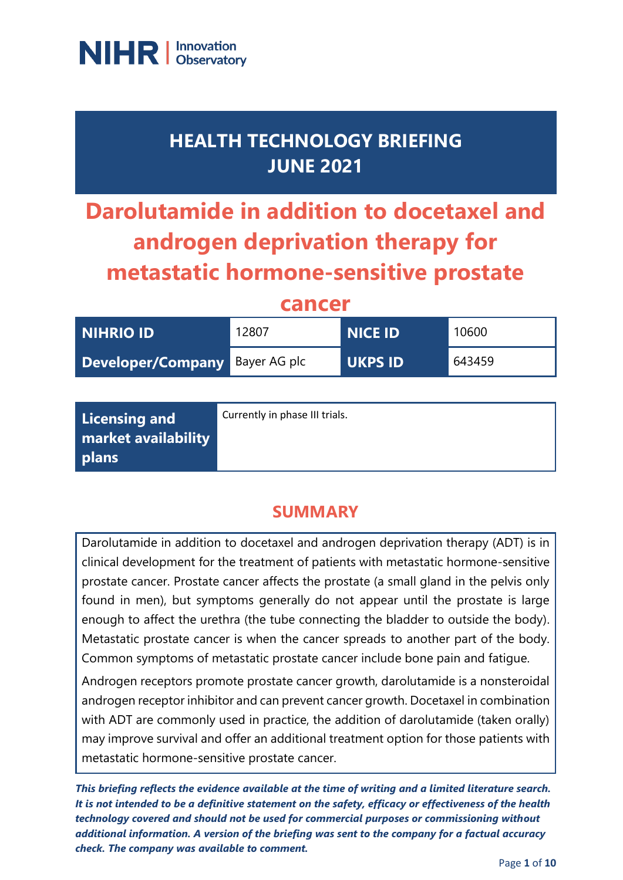NIHR | Innovation Observatory

# HEALTH TECHNOLOGY BRIEFING JUNE 2021

# Darolutamide in addition to docetaxel and androgen deprivation therapy for metastatic hormone-sensitive prostate cancer

| NIHRIO ID | 12807 | NICE ID | 10600 |
|---|---|---|---|
| Developer/Company | Bayer AG plc | UKPS ID | 643459 |

| Licensing and market availability plans | Currently in phase III trials. |
|---|---|

## SUMMARY

Darolutamide in addition to docetaxel and androgen deprivation therapy (ADT) is in clinical development for the treatment of patients with metastatic hormone-sensitive prostate cancer. Prostate cancer affects the prostate (a small gland in the pelvis only found in men), but symptoms generally do not appear until the prostate is large enough to affect the urethra (the tube connecting the bladder to outside the body). Metastatic prostate cancer is when the cancer spreads to another part of the body. Common symptoms of metastatic prostate cancer include bone pain and fatigue.

Androgen receptors promote prostate cancer growth, darolutamide is a nonsteroidal androgen receptor inhibitor and can prevent cancer growth. Docetaxel in combination with ADT are commonly used in practice, the addition of darolutamide (taken orally) may improve survival and offer an additional treatment option for those patients with metastatic hormone-sensitive prostate cancer.

***This briefing reflects the evidence available at the time of writing and a limited literature search. It is not intended to be a definitive statement on the safety, efficacy or effectiveness of the health technology covered and should not be used for commercial purposes or commissioning without additional information. A version of the briefing was sent to the company for a factual accuracy check. The company was available to comment.***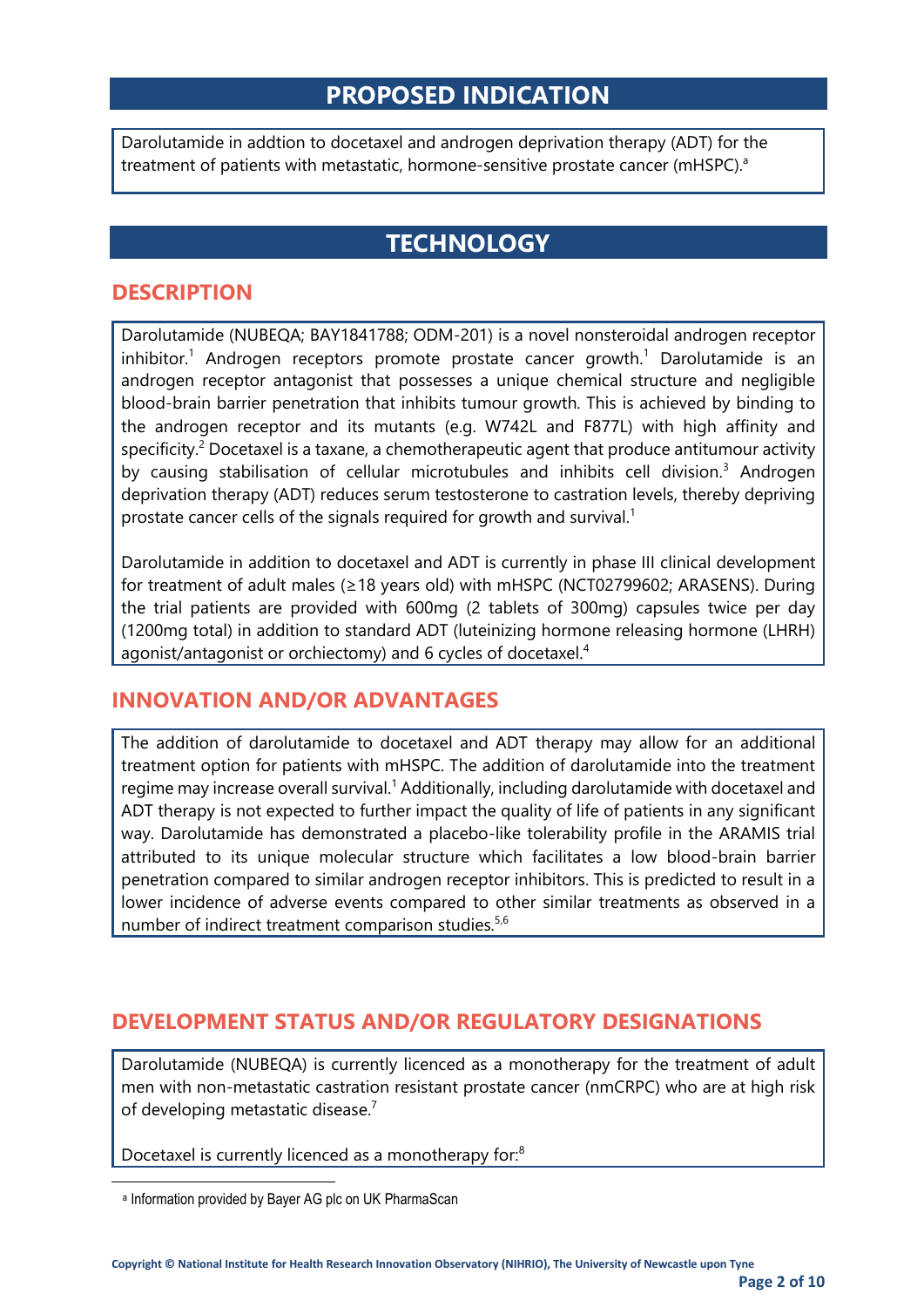## PROPOSED INDICATION

Darolutamide in addtion to docetaxel and androgen deprivation therapy (ADT) for the treatment of patients with metastatic, hormone-sensitive prostate cancer (mHSPC).[a]

## TECHNOLOGY

### DESCRIPTION

Darolutamide (NUBEQA; BAY1841788; ODM-201) is a novel nonsteroidal androgen receptor inhibitor.[1] Androgen receptors promote prostate cancer growth.[1] Darolutamide is an androgen receptor antagonist that possesses a unique chemical structure and negligible blood-brain barrier penetration that inhibits tumour growth. This is achieved by binding to the androgen receptor and its mutants (e.g. W742L and F877L) with high affinity and specificity.[2] Docetaxel is a taxane, a chemotherapeutic agent that produce antitumour activity by causing stabilisation of cellular microtubules and inhibits cell division.[3] Androgen deprivation therapy (ADT) reduces serum testosterone to castration levels, thereby depriving prostate cancer cells of the signals required for growth and survival.[1]

Darolutamide in addition to docetaxel and ADT is currently in phase III clinical development for treatment of adult males (≥18 years old) with mHSPC (NCT02799602; ARASENS). During the trial patients are provided with 600mg (2 tablets of 300mg) capsules twice per day (1200mg total) in addition to standard ADT (luteinizing hormone releasing hormone (LHRH) agonist/antagonist or orchiectomy) and 6 cycles of docetaxel.[4]

### INNOVATION AND/OR ADVANTAGES

The addition of darolutamide to docetaxel and ADT therapy may allow for an additional treatment option for patients with mHSPC. The addition of darolutamide into the treatment regime may increase overall survival.[1] Additionally, including darolutamide with docetaxel and ADT therapy is not expected to further impact the quality of life of patients in any significant way. Darolutamide has demonstrated a placebo-like tolerability profile in the ARAMIS trial attributed to its unique molecular structure which facilitates a low blood-brain barrier penetration compared to similar androgen receptor inhibitors. This is predicted to result in a lower incidence of adverse events compared to other similar treatments as observed in a number of indirect treatment comparison studies.[5,6]

### DEVELOPMENT STATUS AND/OR REGULATORY DESIGNATIONS

Darolutamide (NUBEQA) is currently licenced as a monotherapy for the treatment of adult men with non-metastatic castration resistant prostate cancer (nmCRPC) who are at high risk of developing metastatic disease.[7]

Docetaxel is currently licenced as a monotherapy for:[8]

[a] Information provided by Bayer AG plc on UK PharmaScan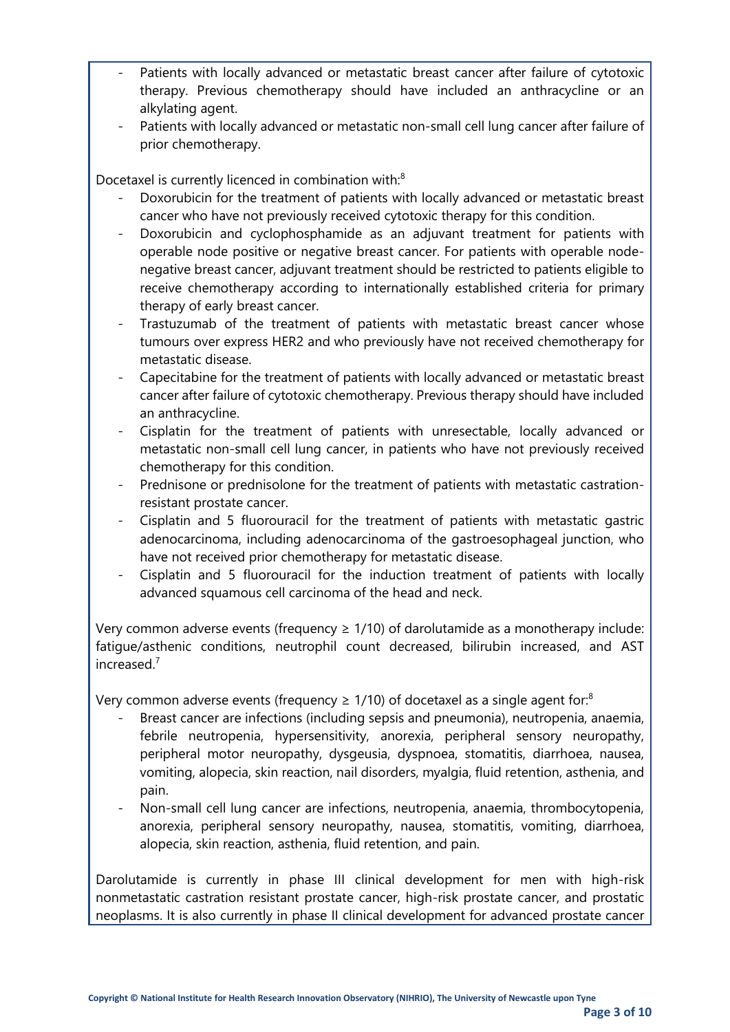- Patients with locally advanced or metastatic breast cancer after failure of cytotoxic therapy. Previous chemotherapy should have included an anthracycline or an alkylating agent.
- Patients with locally advanced or metastatic non-small cell lung cancer after failure of prior chemotherapy.

Docetaxel is currently licenced in combination with:[8]

- Doxorubicin for the treatment of patients with locally advanced or metastatic breast cancer who have not previously received cytotoxic therapy for this condition.
- Doxorubicin and cyclophosphamide as an adjuvant treatment for patients with operable node positive or negative breast cancer. For patients with operable node-negative breast cancer, adjuvant treatment should be restricted to patients eligible to receive chemotherapy according to internationally established criteria for primary therapy of early breast cancer.
- Trastuzumab of the treatment of patients with metastatic breast cancer whose tumours over express HER2 and who previously have not received chemotherapy for metastatic disease.
- Capecitabine for the treatment of patients with locally advanced or metastatic breast cancer after failure of cytotoxic chemotherapy. Previous therapy should have included an anthracycline.
- Cisplatin for the treatment of patients with unresectable, locally advanced or metastatic non-small cell lung cancer, in patients who have not previously received chemotherapy for this condition.
- Prednisone or prednisolone for the treatment of patients with metastatic castration-resistant prostate cancer.
- Cisplatin and 5 fluorouracil for the treatment of patients with metastatic gastric adenocarcinoma, including adenocarcinoma of the gastroesophageal junction, who have not received prior chemotherapy for metastatic disease.
- Cisplatin and 5 fluorouracil for the induction treatment of patients with locally advanced squamous cell carcinoma of the head and neck.

Very common adverse events (frequency ≥ 1/10) of darolutamide as a monotherapy include: fatigue/asthenic conditions, neutrophil count decreased, bilirubin increased, and AST increased.[7]

Very common adverse events (frequency ≥ 1/10) of docetaxel as a single agent for:[8]

- Breast cancer are infections (including sepsis and pneumonia), neutropenia, anaemia, febrile neutropenia, hypersensitivity, anorexia, peripheral sensory neuropathy, peripheral motor neuropathy, dysgeusia, dyspnoea, stomatitis, diarrhoea, nausea, vomiting, alopecia, skin reaction, nail disorders, myalgia, fluid retention, asthenia, and pain.
- Non-small cell lung cancer are infections, neutropenia, anaemia, thrombocytopenia, anorexia, peripheral sensory neuropathy, nausea, stomatitis, vomiting, diarrhoea, alopecia, skin reaction, asthenia, fluid retention, and pain.

Darolutamide is currently in phase III clinical development for men with high-risk nonmetastatic castration resistant prostate cancer, high-risk prostate cancer, and prostatic neoplasms. It is also currently in phase II clinical development for advanced prostate cancer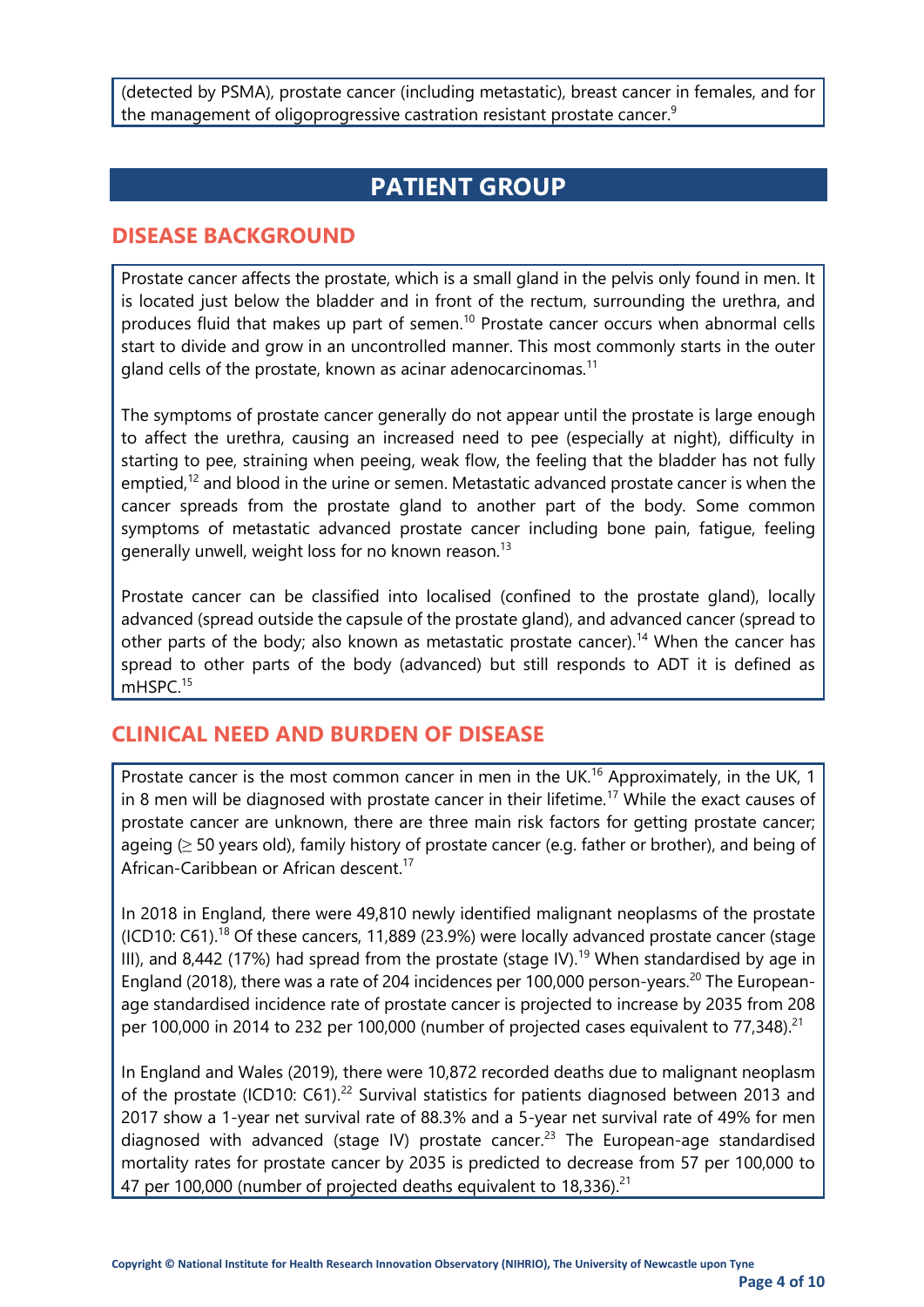(detected by PSMA), prostate cancer (including metastatic), breast cancer in females, and for the management of oligoprogressive castration resistant prostate cancer.[9]

# PATIENT GROUP

## DISEASE BACKGROUND

Prostate cancer affects the prostate, which is a small gland in the pelvis only found in men. It is located just below the bladder and in front of the rectum, surrounding the urethra, and produces fluid that makes up part of semen.[10] Prostate cancer occurs when abnormal cells start to divide and grow in an uncontrolled manner. This most commonly starts in the outer gland cells of the prostate, known as acinar adenocarcinomas.[11]

The symptoms of prostate cancer generally do not appear until the prostate is large enough to affect the urethra, causing an increased need to pee (especially at night), difficulty in starting to pee, straining when peeing, weak flow, the feeling that the bladder has not fully emptied,[12] and blood in the urine or semen. Metastatic advanced prostate cancer is when the cancer spreads from the prostate gland to another part of the body. Some common symptoms of metastatic advanced prostate cancer including bone pain, fatigue, feeling generally unwell, weight loss for no known reason.[13]

Prostate cancer can be classified into localised (confined to the prostate gland), locally advanced (spread outside the capsule of the prostate gland), and advanced cancer (spread to other parts of the body; also known as metastatic prostate cancer).[14] When the cancer has spread to other parts of the body (advanced) but still responds to ADT it is defined as mHSPC.[15]

## CLINICAL NEED AND BURDEN OF DISEASE

Prostate cancer is the most common cancer in men in the UK.[16] Approximately, in the UK, 1 in 8 men will be diagnosed with prostate cancer in their lifetime.[17] While the exact causes of prostate cancer are unknown, there are three main risk factors for getting prostate cancer; ageing (≥ 50 years old), family history of prostate cancer (e.g. father or brother), and being of African-Caribbean or African descent.[17]

In 2018 in England, there were 49,810 newly identified malignant neoplasms of the prostate (ICD10: C61).[18] Of these cancers, 11,889 (23.9%) were locally advanced prostate cancer (stage III), and 8,442 (17%) had spread from the prostate (stage IV).[19] When standardised by age in England (2018), there was a rate of 204 incidences per 100,000 person-years.[20] The European-age standardised incidence rate of prostate cancer is projected to increase by 2035 from 208 per 100,000 in 2014 to 232 per 100,000 (number of projected cases equivalent to 77,348).[21]

In England and Wales (2019), there were 10,872 recorded deaths due to malignant neoplasm of the prostate (ICD10: C61).[22] Survival statistics for patients diagnosed between 2013 and 2017 show a 1-year net survival rate of 88.3% and a 5-year net survival rate of 49% for men diagnosed with advanced (stage IV) prostate cancer.[23] The European-age standardised mortality rates for prostate cancer by 2035 is predicted to decrease from 57 per 100,000 to 47 per 100,000 (number of projected deaths equivalent to 18,336).[21]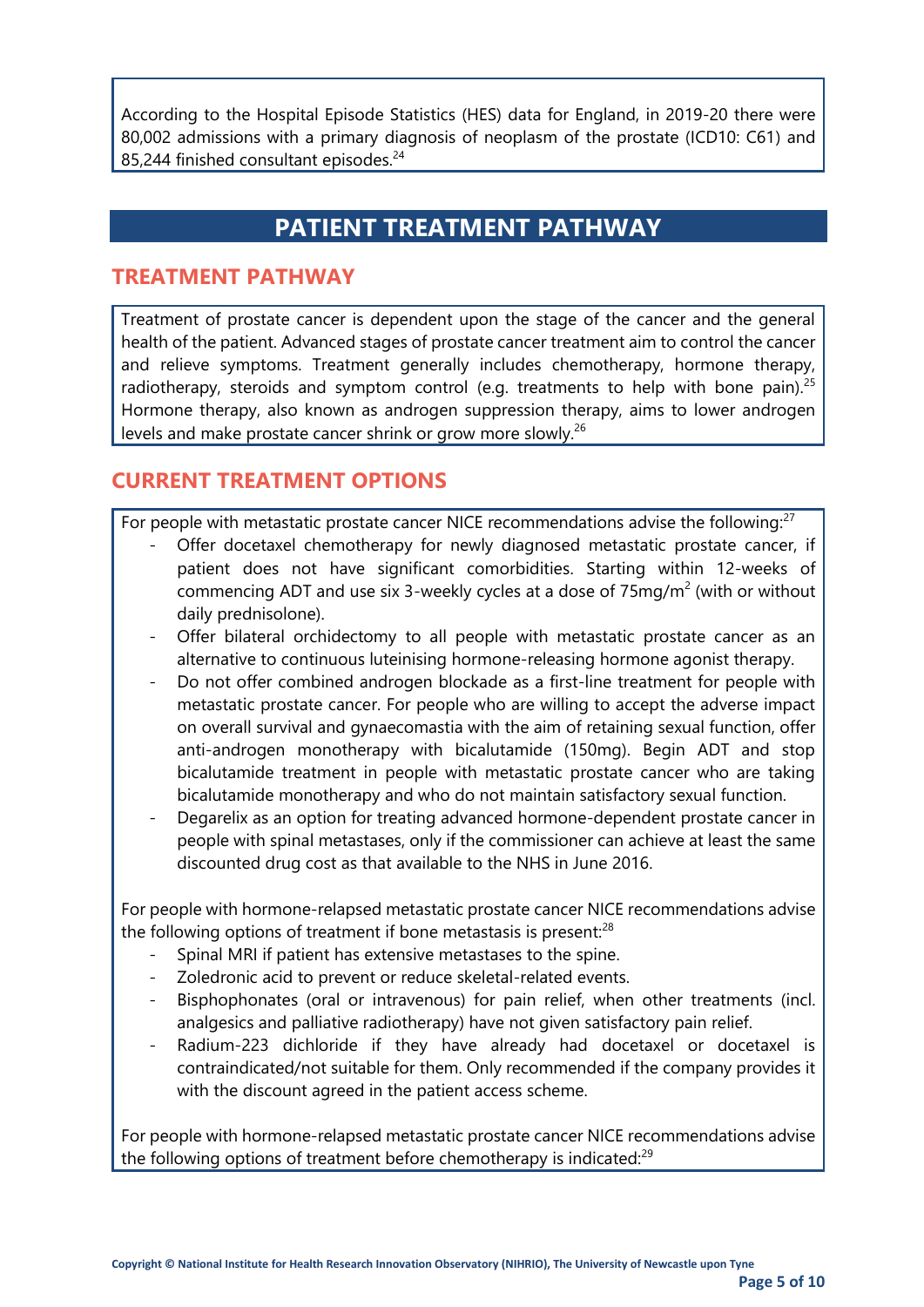According to the Hospital Episode Statistics (HES) data for England, in 2019-20 there were 80,002 admissions with a primary diagnosis of neoplasm of the prostate (ICD10: C61) and 85,244 finished consultant episodes.[24]

# PATIENT TREATMENT PATHWAY

## TREATMENT PATHWAY

Treatment of prostate cancer is dependent upon the stage of the cancer and the general health of the patient. Advanced stages of prostate cancer treatment aim to control the cancer and relieve symptoms. Treatment generally includes chemotherapy, hormone therapy, radiotherapy, steroids and symptom control (e.g. treatments to help with bone pain).[25] Hormone therapy, also known as androgen suppression therapy, aims to lower androgen levels and make prostate cancer shrink or grow more slowly.[26]

## CURRENT TREATMENT OPTIONS

For people with metastatic prostate cancer NICE recommendations advise the following:[27]

- Offer docetaxel chemotherapy for newly diagnosed metastatic prostate cancer, if patient does not have significant comorbidities. Starting within 12-weeks of commencing ADT and use six 3-weekly cycles at a dose of 75mg/m$^2$ (with or without daily prednisolone).
- Offer bilateral orchidectomy to all people with metastatic prostate cancer as an alternative to continuous luteinising hormone-releasing hormone agonist therapy.
- Do not offer combined androgen blockade as a first-line treatment for people with metastatic prostate cancer. For people who are willing to accept the adverse impact on overall survival and gynaecomastia with the aim of retaining sexual function, offer anti-androgen monotherapy with bicalutamide (150mg). Begin ADT and stop bicalutamide treatment in people with metastatic prostate cancer who are taking bicalutamide monotherapy and who do not maintain satisfactory sexual function.
- Degarelix as an option for treating advanced hormone-dependent prostate cancer in people with spinal metastases, only if the commissioner can achieve at least the same discounted drug cost as that available to the NHS in June 2016.

For people with hormone-relapsed metastatic prostate cancer NICE recommendations advise the following options of treatment if bone metastasis is present:[28]

- Spinal MRI if patient has extensive metastases to the spine.
- Zoledronic acid to prevent or reduce skeletal-related events.
- Bisphophonates (oral or intravenous) for pain relief, when other treatments (incl. analgesics and palliative radiotherapy) have not given satisfactory pain relief.
- Radium-223 dichloride if they have already had docetaxel or docetaxel is contraindicated/not suitable for them. Only recommended if the company provides it with the discount agreed in the patient access scheme.

For people with hormone-relapsed metastatic prostate cancer NICE recommendations advise the following options of treatment before chemotherapy is indicated:[29]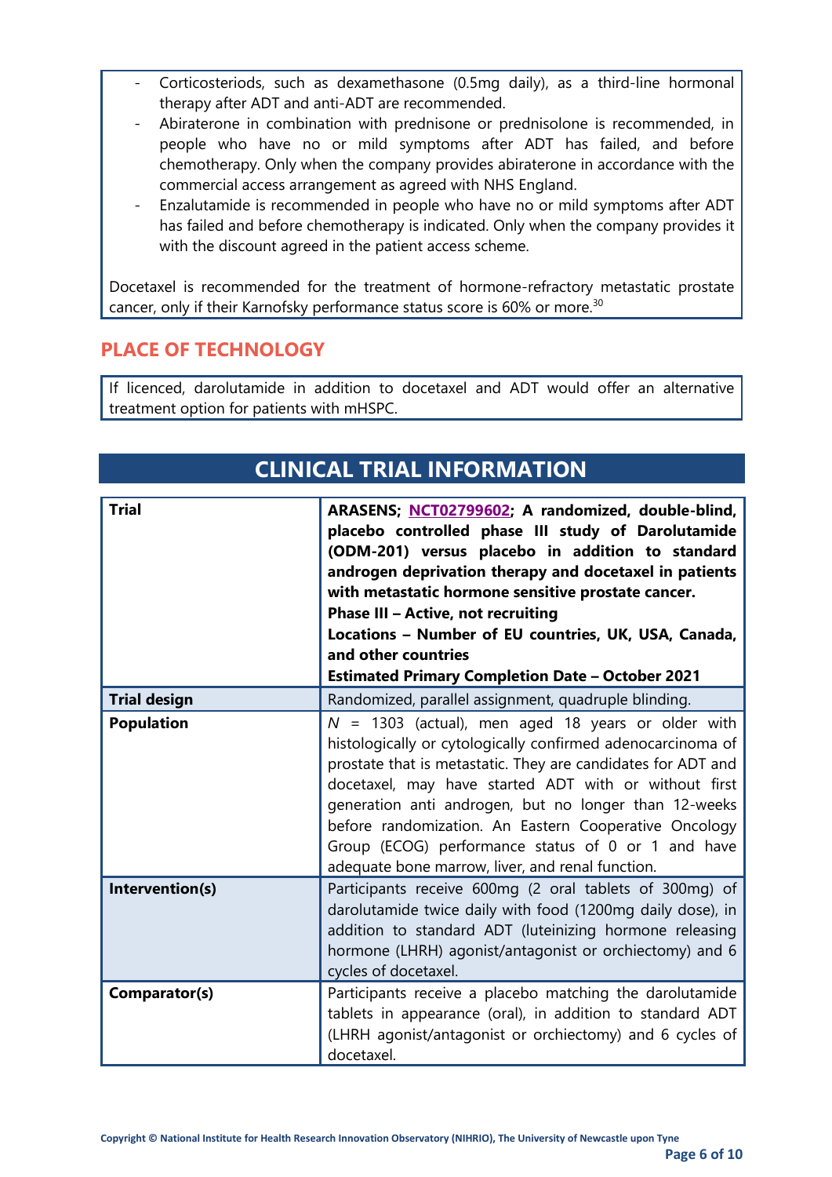- Corticosteriods, such as dexamethasone (0.5mg daily), as a third-line hormonal therapy after ADT and anti-ADT are recommended.
- Abiraterone in combination with prednisone or prednisolone is recommended, in people who have no or mild symptoms after ADT has failed, and before chemotherapy. Only when the company provides abiraterone in accordance with the commercial access arrangement as agreed with NHS England.
- Enzalutamide is recommended in people who have no or mild symptoms after ADT has failed and before chemotherapy is indicated. Only when the company provides it with the discount agreed in the patient access scheme.

Docetaxel is recommended for the treatment of hormone-refractory metastatic prostate cancer, only if their Karnofsky performance status score is 60% or more.[30]

## PLACE OF TECHNOLOGY

If licenced, darolutamide in addition to docetaxel and ADT would offer an alternative treatment option for patients with mHSPC.

## CLINICAL TRIAL INFORMATION

| | |
|---|---|
| **Trial** | **ARASENS; NCT02799602; A randomized, double-blind, placebo controlled phase III study of Darolutamide (ODM-201) versus placebo in addition to standard androgen deprivation therapy and docetaxel in patients with metastatic hormone sensitive prostate cancer.**<br>**Phase III – Active, not recruiting**<br>**Locations – Number of EU countries, UK, USA, Canada, and other countries**<br>**Estimated Primary Completion Date – October 2021** |
| **Trial design** | Randomized, parallel assignment, quadruple blinding. |
| **Population** | *N* = 1303 (actual), men aged 18 years or older with histologically or cytologically confirmed adenocarcinoma of prostate that is metastatic. They are candidates for ADT and docetaxel, may have started ADT with or without first generation anti androgen, but no longer than 12-weeks before randomization. An Eastern Cooperative Oncology Group (ECOG) performance status of 0 or 1 and have adequate bone marrow, liver, and renal function. |
| **Intervention(s)** | Participants receive 600mg (2 oral tablets of 300mg) of darolutamide twice daily with food (1200mg daily dose), in addition to standard ADT (luteinizing hormone releasing hormone (LHRH) agonist/antagonist or orchiectomy) and 6 cycles of docetaxel. |
| **Comparator(s)** | Participants receive a placebo matching the darolutamide tablets in appearance (oral), in addition to standard ADT (LHRH agonist/antagonist or orchiectomy) and 6 cycles of docetaxel. |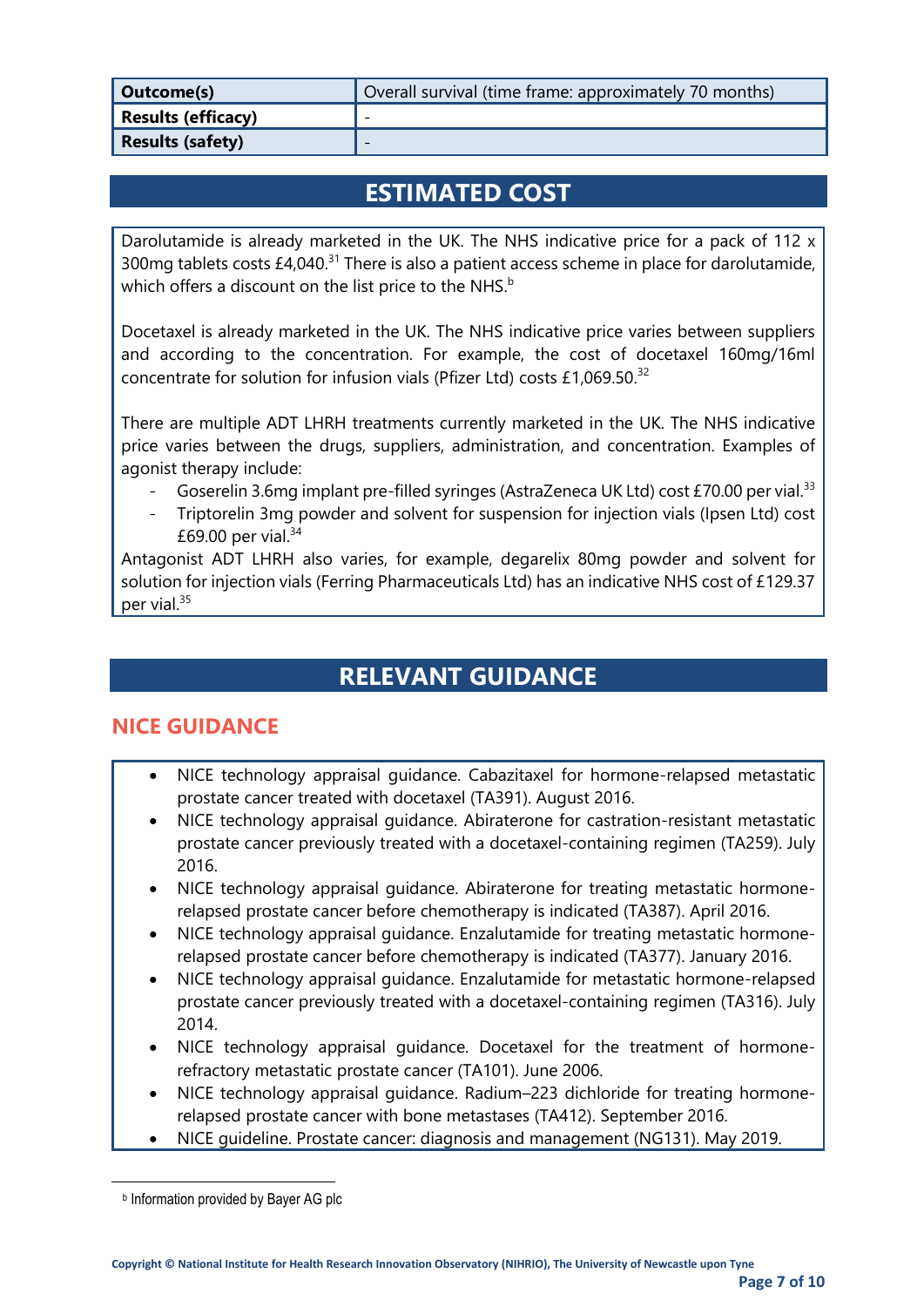| Outcome(s) | Overall survival (time frame: approximately 70 months) |
|---|---|
| **Results (efficacy)** | - |
| **Results (safety)** | - |

## ESTIMATED COST

Darolutamide is already marketed in the UK. The NHS indicative price for a pack of 112 x 300mg tablets costs £4,040.[31] There is also a patient access scheme in place for darolutamide, which offers a discount on the list price to the NHS.[b]

Docetaxel is already marketed in the UK. The NHS indicative price varies between suppliers and according to the concentration. For example, the cost of docetaxel 160mg/16ml concentrate for solution for infusion vials (Pfizer Ltd) costs £1,069.50.[32]

There are multiple ADT LHRH treatments currently marketed in the UK. The NHS indicative price varies between the drugs, suppliers, administration, and concentration. Examples of agonist therapy include:

- Goserelin 3.6mg implant pre-filled syringes (AstraZeneca UK Ltd) cost £70.00 per vial.[33]
- Triptorelin 3mg powder and solvent for suspension for injection vials (Ipsen Ltd) cost £69.00 per vial.[34]

Antagonist ADT LHRH also varies, for example, degarelix 80mg powder and solvent for solution for injection vials (Ferring Pharmaceuticals Ltd) has an indicative NHS cost of £129.37 per vial.[35]

## RELEVANT GUIDANCE

### NICE GUIDANCE

- NICE technology appraisal guidance. Cabazitaxel for hormone-relapsed metastatic prostate cancer treated with docetaxel (TA391). August 2016.
- NICE technology appraisal guidance. Abiraterone for castration-resistant metastatic prostate cancer previously treated with a docetaxel-containing regimen (TA259). July 2016.
- NICE technology appraisal guidance. Abiraterone for treating metastatic hormone-relapsed prostate cancer before chemotherapy is indicated (TA387). April 2016.
- NICE technology appraisal guidance. Enzalutamide for treating metastatic hormone-relapsed prostate cancer before chemotherapy is indicated (TA377). January 2016.
- NICE technology appraisal guidance. Enzalutamide for metastatic hormone-relapsed prostate cancer previously treated with a docetaxel-containing regimen (TA316). July 2014.
- NICE technology appraisal guidance. Docetaxel for the treatment of hormone-refractory metastatic prostate cancer (TA101). June 2006.
- NICE technology appraisal guidance. Radium–223 dichloride for treating hormone-relapsed prostate cancer with bone metastases (TA412). September 2016.
- NICE guideline. Prostate cancer: diagnosis and management (NG131). May 2019.

[b] Information provided by Bayer AG plc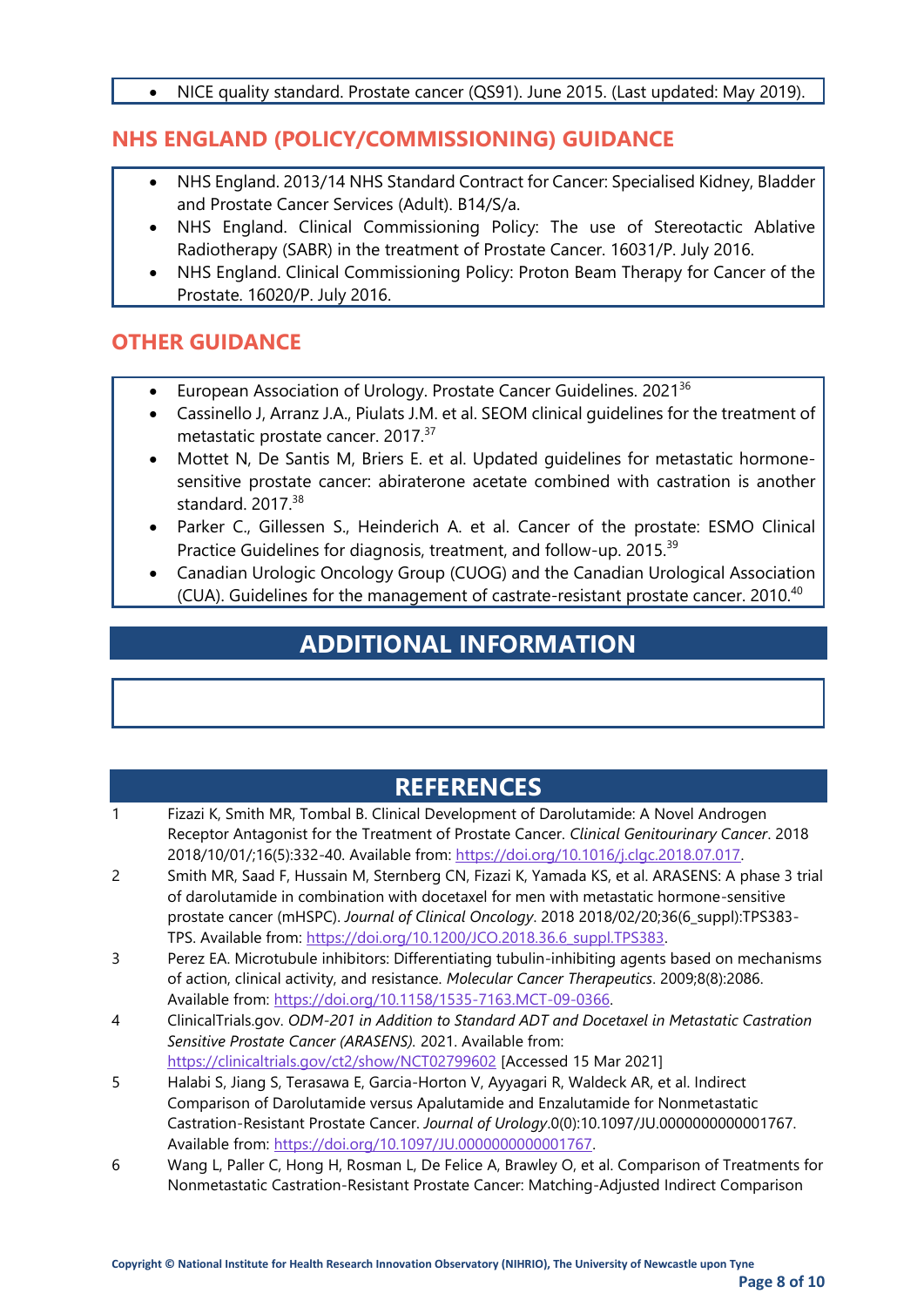- NICE quality standard. Prostate cancer (QS91). June 2015. (Last updated: May 2019).

## NHS ENGLAND (POLICY/COMMISSIONING) GUIDANCE

- NHS England. 2013/14 NHS Standard Contract for Cancer: Specialised Kidney, Bladder and Prostate Cancer Services (Adult). B14/S/a.
- NHS England. Clinical Commissioning Policy: The use of Stereotactic Ablative Radiotherapy (SABR) in the treatment of Prostate Cancer. 16031/P. July 2016.
- NHS England. Clinical Commissioning Policy: Proton Beam Therapy for Cancer of the Prostate. 16020/P. July 2016.

## OTHER GUIDANCE

- European Association of Urology. Prostate Cancer Guidelines. 2021[36]
- Cassinello J, Arranz J.A., Piulats J.M. et al. SEOM clinical guidelines for the treatment of metastatic prostate cancer. 2017.[37]
- Mottet N, De Santis M, Briers E. et al. Updated guidelines for metastatic hormone-sensitive prostate cancer: abiraterone acetate combined with castration is another standard. 2017.[38]
- Parker C., Gillessen S., Heinderich A. et al. Cancer of the prostate: ESMO Clinical Practice Guidelines for diagnosis, treatment, and follow-up. 2015.[39]
- Canadian Urologic Oncology Group (CUOG) and the Canadian Urological Association (CUA). Guidelines for the management of castrate-resistant prostate cancer. 2010.[40]

# ADDITIONAL INFORMATION

# REFERENCES

1. Fizazi K, Smith MR, Tombal B. Clinical Development of Darolutamide: A Novel Androgen Receptor Antagonist for the Treatment of Prostate Cancer. *Clinical Genitourinary Cancer*. 2018 2018/10/01/;16(5):332-40. Available from: https://doi.org/10.1016/j.clgc.2018.07.017.
2. Smith MR, Saad F, Hussain M, Sternberg CN, Fizazi K, Yamada KS, et al. ARASENS: A phase 3 trial of darolutamide in combination with docetaxel for men with metastatic hormone-sensitive prostate cancer (mHSPC). *Journal of Clinical Oncology*. 2018 2018/02/20;36(6_suppl):TPS383-TPS. Available from: https://doi.org/10.1200/JCO.2018.36.6_suppl.TPS383.
3. Perez EA. Microtubule inhibitors: Differentiating tubulin-inhibiting agents based on mechanisms of action, clinical activity, and resistance. *Molecular Cancer Therapeutics*. 2009;8(8):2086. Available from: https://doi.org/10.1158/1535-7163.MCT-09-0366.
4. ClinicalTrials.gov. *ODM-201 in Addition to Standard ADT and Docetaxel in Metastatic Castration Sensitive Prostate Cancer (ARASENS).* 2021. Available from: https://clinicaltrials.gov/ct2/show/NCT02799602 [Accessed 15 Mar 2021]
5. Halabi S, Jiang S, Terasawa E, Garcia-Horton V, Ayyagari R, Waldeck AR, et al. Indirect Comparison of Darolutamide versus Apalutamide and Enzalutamide for Nonmetastatic Castration-Resistant Prostate Cancer. *Journal of Urology*.0(0):10.1097/JU.0000000000001767. Available from: https://doi.org/10.1097/JU.0000000000001767.
6. Wang L, Paller C, Hong H, Rosman L, De Felice A, Brawley O, et al. Comparison of Treatments for Nonmetastatic Castration-Resistant Prostate Cancer: Matching-Adjusted Indirect Comparison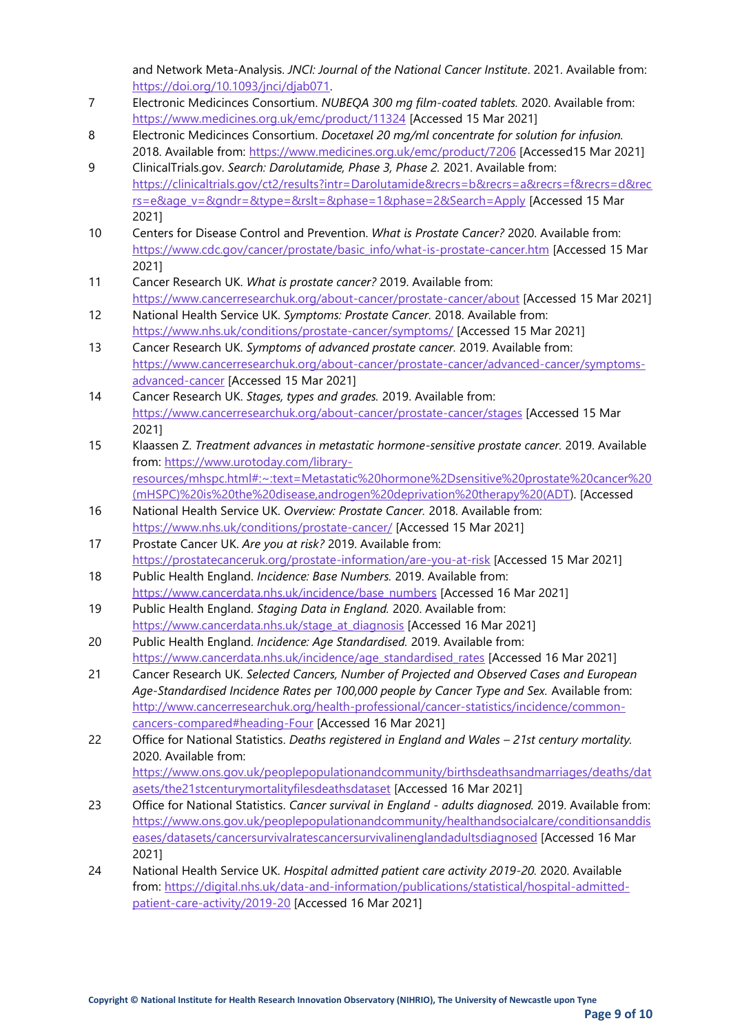and Network Meta-Analysis. *JNCI: Journal of the National Cancer Institute*. 2021. Available from: https://doi.org/10.1093/jnci/djab071.

7. Electronic Medicinces Consortium. *NUBEQA 300 mg film-coated tablets.* 2020. Available from: https://www.medicines.org.uk/emc/product/11324 [Accessed 15 Mar 2021]
8. Electronic Medicinces Consortium. *Docetaxel 20 mg/ml concentrate for solution for infusion.* 2018. Available from: https://www.medicines.org.uk/emc/product/7206 [Accessed15 Mar 2021]
9. ClinicalTrials.gov. *Search: Darolutamide, Phase 3, Phase 2.* 2021. Available from: https://clinicaltrials.gov/ct2/results?intr=Darolutamide&recrs=b&recrs=a&recrs=f&recrs=d&recrs=e&age_v=&gndr=&type=&rslt=&phase=1&phase=2&Search=Apply [Accessed 15 Mar 2021]
10. Centers for Disease Control and Prevention. *What is Prostate Cancer?* 2020. Available from: https://www.cdc.gov/cancer/prostate/basic_info/what-is-prostate-cancer.htm [Accessed 15 Mar 2021]
11. Cancer Research UK. *What is prostate cancer?* 2019. Available from: https://www.cancerresearchuk.org/about-cancer/prostate-cancer/about [Accessed 15 Mar 2021]
12. National Health Service UK. *Symptoms: Prostate Cancer.* 2018. Available from: https://www.nhs.uk/conditions/prostate-cancer/symptoms/ [Accessed 15 Mar 2021]
13. Cancer Research UK. *Symptoms of advanced prostate cancer.* 2019. Available from: https://www.cancerresearchuk.org/about-cancer/prostate-cancer/advanced-cancer/symptoms-advanced-cancer [Accessed 15 Mar 2021]
14. Cancer Research UK. *Stages, types and grades.* 2019. Available from: https://www.cancerresearchuk.org/about-cancer/prostate-cancer/stages [Accessed 15 Mar 2021]
15. Klaassen Z. *Treatment advances in metastatic hormone-sensitive prostate cancer.* 2019. Available from: https://www.urotoday.com/library-resources/mhspc.html#:~:text=Metastatic%20hormone%2Dsensitive%20prostate%20cancer%20(mHSPC)%20is%20the%20disease,androgen%20deprivation%20therapy%20(ADT). [Accessed
16. National Health Service UK. *Overview: Prostate Cancer.* 2018. Available from: https://www.nhs.uk/conditions/prostate-cancer/ [Accessed 15 Mar 2021]
17. Prostate Cancer UK. *Are you at risk?* 2019. Available from: https://prostatecanceruk.org/prostate-information/are-you-at-risk [Accessed 15 Mar 2021]
18. Public Health England. *Incidence: Base Numbers.* 2019. Available from: https://www.cancerdata.nhs.uk/incidence/base_numbers [Accessed 16 Mar 2021]
19. Public Health England. *Staging Data in England.* 2020. Available from: https://www.cancerdata.nhs.uk/stage_at_diagnosis [Accessed 16 Mar 2021]
20. Public Health England. *Incidence: Age Standardised.* 2019. Available from: https://www.cancerdata.nhs.uk/incidence/age_standardised_rates [Accessed 16 Mar 2021]
21. Cancer Research UK. *Selected Cancers, Number of Projected and Observed Cases and European Age-Standardised Incidence Rates per 100,000 people by Cancer Type and Sex.* Available from: http://www.cancerresearchuk.org/health-professional/cancer-statistics/incidence/common-cancers-compared#heading-Four [Accessed 16 Mar 2021]
22. Office for National Statistics. *Deaths registered in England and Wales – 21st century mortality.* 2020. Available from: https://www.ons.gov.uk/peoplepopulationandcommunity/birthsdeathsandmarriages/deaths/datasets/the21stcenturymortalityfilesdeathsdataset [Accessed 16 Mar 2021]
23. Office for National Statistics. *Cancer survival in England - adults diagnosed.* 2019. Available from: https://www.ons.gov.uk/peoplepopulationandcommunity/healthandsocialcare/conditionsanddiseases/datasets/cancersurvivalratescancersurvivalinenglandadultsdiagnosed [Accessed 16 Mar 2021]
24. National Health Service UK. *Hospital admitted patient care activity 2019-20.* 2020. Available from: https://digital.nhs.uk/data-and-information/publications/statistical/hospital-admitted-patient-care-activity/2019-20 [Accessed 16 Mar 2021]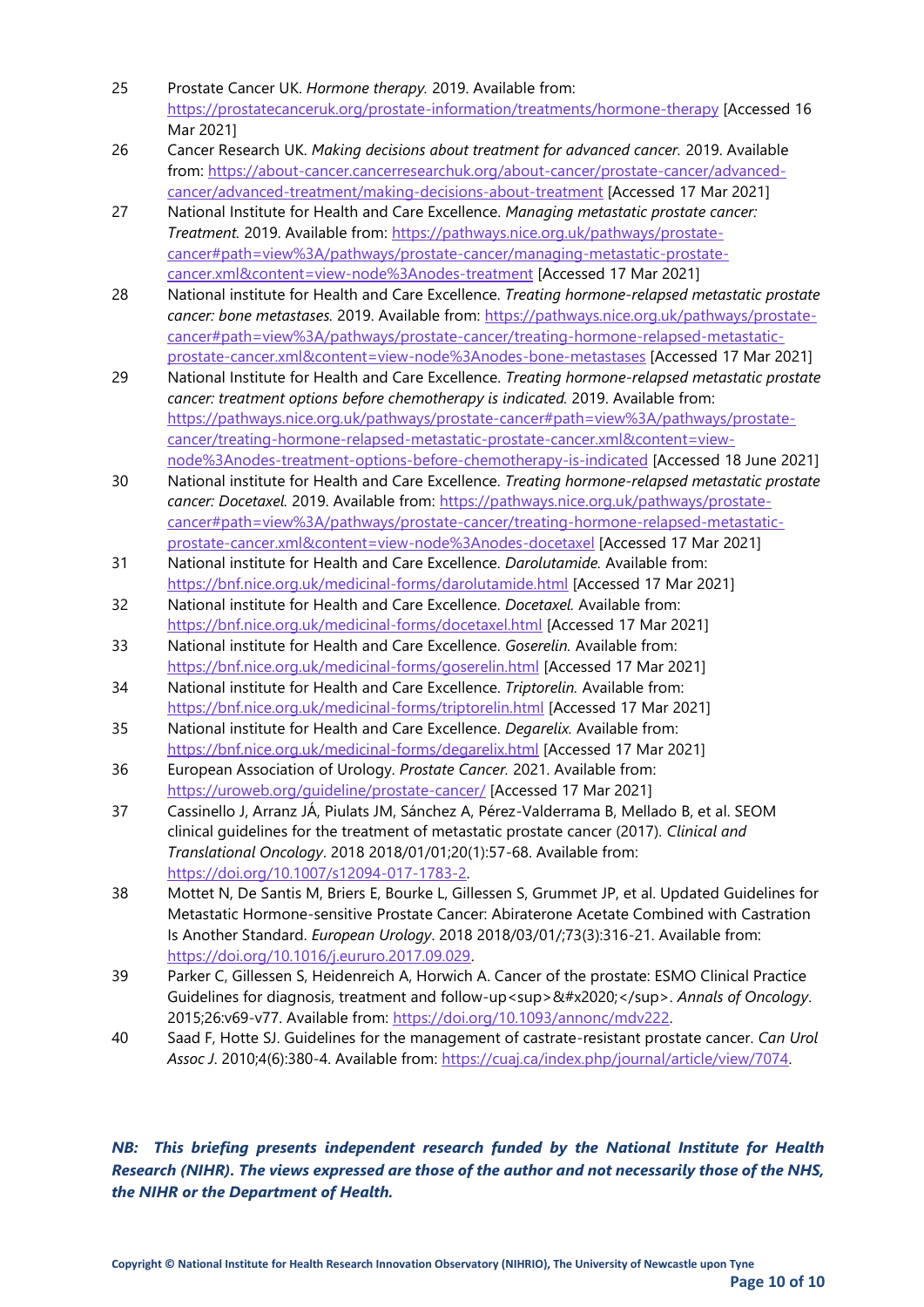25 Prostate Cancer UK. *Hormone therapy.* 2019. Available from: https://prostatecanceruk.org/prostate-information/treatments/hormone-therapy [Accessed 16 Mar 2021]

26 Cancer Research UK. *Making decisions about treatment for advanced cancer.* 2019. Available from: https://about-cancer.cancerresearchuk.org/about-cancer/prostate-cancer/advanced-cancer/advanced-treatment/making-decisions-about-treatment [Accessed 17 Mar 2021]

27 National Institute for Health and Care Excellence. *Managing metastatic prostate cancer: Treatment.* 2019. Available from: https://pathways.nice.org.uk/pathways/prostate-cancer#path=view%3A/pathways/prostate-cancer/managing-metastatic-prostate-cancer.xml&content=view-node%3Anodes-treatment [Accessed 17 Mar 2021]

28 National institute for Health and Care Excellence. *Treating hormone-relapsed metastatic prostate cancer: bone metastases.* 2019. Available from: https://pathways.nice.org.uk/pathways/prostate-cancer#path=view%3A/pathways/prostate-cancer/treating-hormone-relapsed-metastatic-prostate-cancer.xml&content=view-node%3Anodes-bone-metastases [Accessed 17 Mar 2021]

29 National Institute for Health and Care Excellence. *Treating hormone-relapsed metastatic prostate cancer: treatment options before chemotherapy is indicated.* 2019. Available from: https://pathways.nice.org.uk/pathways/prostate-cancer#path=view%3A/pathways/prostate-cancer/treating-hormone-relapsed-metastatic-prostate-cancer.xml&content=view-node%3Anodes-treatment-options-before-chemotherapy-is-indicated [Accessed 18 June 2021]

30 National institute for Health and Care Excellence. *Treating hormone-relapsed metastatic prostate cancer: Docetaxel.* 2019. Available from: https://pathways.nice.org.uk/pathways/prostate-cancer#path=view%3A/pathways/prostate-cancer/treating-hormone-relapsed-metastatic-prostate-cancer.xml&content=view-node%3Anodes-docetaxel [Accessed 17 Mar 2021]

31 National institute for Health and Care Excellence. *Darolutamide.* Available from: https://bnf.nice.org.uk/medicinal-forms/darolutamide.html [Accessed 17 Mar 2021]

32 National institute for Health and Care Excellence. *Docetaxel.* Available from: https://bnf.nice.org.uk/medicinal-forms/docetaxel.html [Accessed 17 Mar 2021]

33 National institute for Health and Care Excellence. *Goserelin.* Available from: https://bnf.nice.org.uk/medicinal-forms/goserelin.html [Accessed 17 Mar 2021]

34 National institute for Health and Care Excellence. *Triptorelin.* Available from: https://bnf.nice.org.uk/medicinal-forms/triptorelin.html [Accessed 17 Mar 2021]

35 National institute for Health and Care Excellence. *Degarelix.* Available from: https://bnf.nice.org.uk/medicinal-forms/degarelix.html [Accessed 17 Mar 2021]

36 European Association of Urology. *Prostate Cancer.* 2021. Available from: https://uroweb.org/guideline/prostate-cancer/ [Accessed 17 Mar 2021]

37 Cassinello J, Arranz JÁ, Piulats JM, Sánchez A, Pérez-Valderrama B, Mellado B, et al. SEOM clinical guidelines for the treatment of metastatic prostate cancer (2017). *Clinical and Translational Oncology*. 2018 2018/01/01;20(1):57-68. Available from: https://doi.org/10.1007/s12094-017-1783-2.

38 Mottet N, De Santis M, Briers E, Bourke L, Gillessen S, Grummet JP, et al. Updated Guidelines for Metastatic Hormone-sensitive Prostate Cancer: Abiraterone Acetate Combined with Castration Is Another Standard. *European Urology*. 2018 2018/03/01/;73(3):316-21. Available from: https://doi.org/10.1016/j.eururo.2017.09.029.

39 Parker C, Gillessen S, Heidenreich A, Horwich A. Cancer of the prostate: ESMO Clinical Practice Guidelines for diagnosis, treatment and follow-up&lt;sup&gt;&#x2020;&lt;/sup&gt;. *Annals of Oncology*. 2015;26:v69-v77. Available from: https://doi.org/10.1093/annonc/mdv222.

40 Saad F, Hotte SJ. Guidelines for the management of castrate-resistant prostate cancer. *Can Urol Assoc J*. 2010;4(6):380-4. Available from: https://cuaj.ca/index.php/journal/article/view/7074.

***NB: This briefing presents independent research funded by the National Institute for Health Research (NIHR). The views expressed are those of the author and not necessarily those of the NHS, the NIHR or the Department of Health.***

**Copyright © National Institute for Health Research Innovation Observatory (NIHRIO), The University of Newcastle upon Tyne**